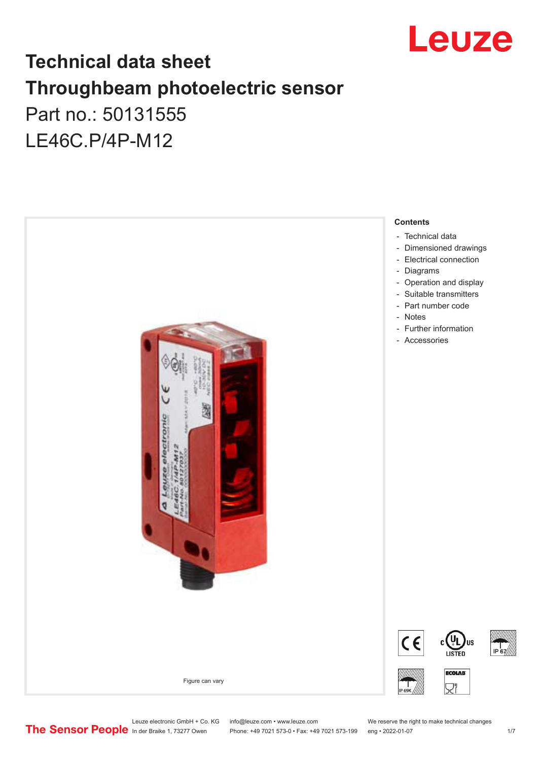# Technical data sheet
# Throughbeam photoelectric sensor
## Part no.: 50131555
## LE46C.P/4P-M12

Figure can vary

**Contents**

- Technical data
- Dimensioned drawings
- Electrical connection
- Diagrams
- Operation and display
- Suitable transmitters
- Part number code
- Notes
- Further information
- Accessories

Leuze electronic GmbH + Co. KG
In der Braike 1, 73277 Owen

info@leuze.com • www.leuze.com
Phone: +49 7021 573-0 • Fax: +49 7021 573-199

We reserve the right to make technical changes
eng • 2022-01-07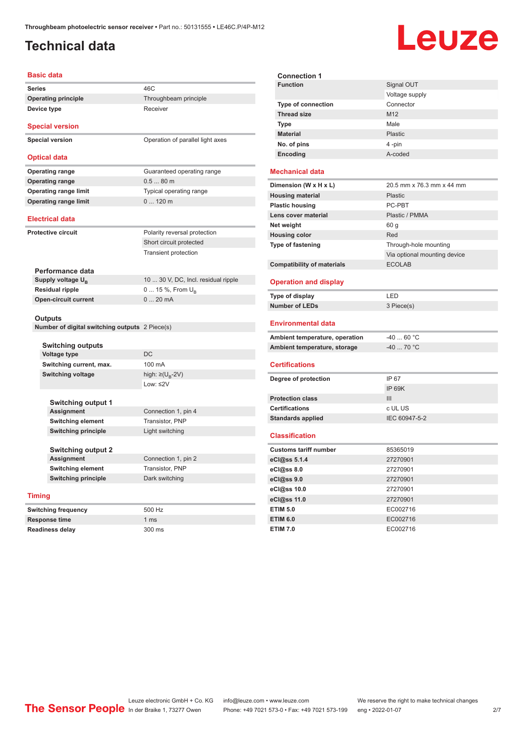# Technical data

## Basic data

| | |
|---|---|
| Series | 46C |
| Operating principle | Throughbeam principle |
| Device type | Receiver |

## Special version

| | |
|---|---|
| Special version | Operation of parallel light axes |

## Optical data

| | |
|---|---|
| Operating range | Guaranteed operating range |
| Operating range | 0.5 ... 80 m |
| Operating range limit | Typical operating range |
| Operating range limit | 0 ... 120 m |

## Electrical data

| | |
|---|---|
| Protective circuit | Polarity reversal protection |
| | Short circuit protected |
| | Transient protection |

### Performance data

| | |
|---|---|
| Supply voltage $U_B$ | 10 ... 30 V, DC, Incl. residual ripple |
| Residual ripple | 0 ... 15 %, From $U_B$ |
| Open-circuit current | 0 ... 20 mA |

### Outputs

| | |
|---|---|
| Number of digital switching outputs | 2 Piece(s) |

#### Switching outputs

| | |
|---|---|
| Voltage type | DC |
| Switching current, max. | 100 mA |
| Switching voltage | high: ≥($U_B$-2V) |
| | Low: ≤2V |

##### Switching output 1

| | |
|---|---|
| Assignment | Connection 1, pin 4 |
| Switching element | Transistor, PNP |
| Switching principle | Light switching |

##### Switching output 2

| | |
|---|---|
| Assignment | Connection 1, pin 2 |
| Switching element | Transistor, PNP |
| Switching principle | Dark switching |

## Timing

| | |
|---|---|
| Switching frequency | 500 Hz |
| Response time | 1 ms |
| Readiness delay | 300 ms |

### Connection 1

| | |
|---|---|
| Function | Signal OUT |
| | Voltage supply |
| Type of connection | Connector |
| Thread size | M12 |
| Type | Male |
| Material | Plastic |
| No. of pins | 4 -pin |
| Encoding | A-coded |

## Mechanical data

| | |
|---|---|
| Dimension (W x H x L) | 20.5 mm x 76.3 mm x 44 mm |
| Housing material | Plastic |
| Plastic housing | PC-PBT |
| Lens cover material | Plastic / PMMA |
| Net weight | 60 g |
| Housing color | Red |
| Type of fastening | Through-hole mounting |
| | Via optional mounting device |
| Compatibility of materials | ECOLAB |

## Operation and display

| | |
|---|---|
| Type of display | LED |
| Number of LEDs | 3 Piece(s) |

## Environmental data

| | |
|---|---|
| Ambient temperature, operation | -40 ... 60 °C |
| Ambient temperature, storage | -40 ... 70 °C |

## Certifications

| | |
|---|---|
| Degree of protection | IP 67 |
| | IP 69K |
| Protection class | III |
| Certifications | c UL US |
| Standards applied | IEC 60947-5-2 |

## Classification

| | |
|---|---|
| Customs tariff number | 85365019 |
| eCl@ss 5.1.4 | 27270901 |
| eCl@ss 8.0 | 27270901 |
| eCl@ss 9.0 | 27270901 |
| eCl@ss 10.0 | 27270901 |
| eCl@ss 11.0 | 27270901 |
| ETIM 5.0 | EC002716 |
| ETIM 6.0 | EC002716 |
| ETIM 7.0 | EC002716 |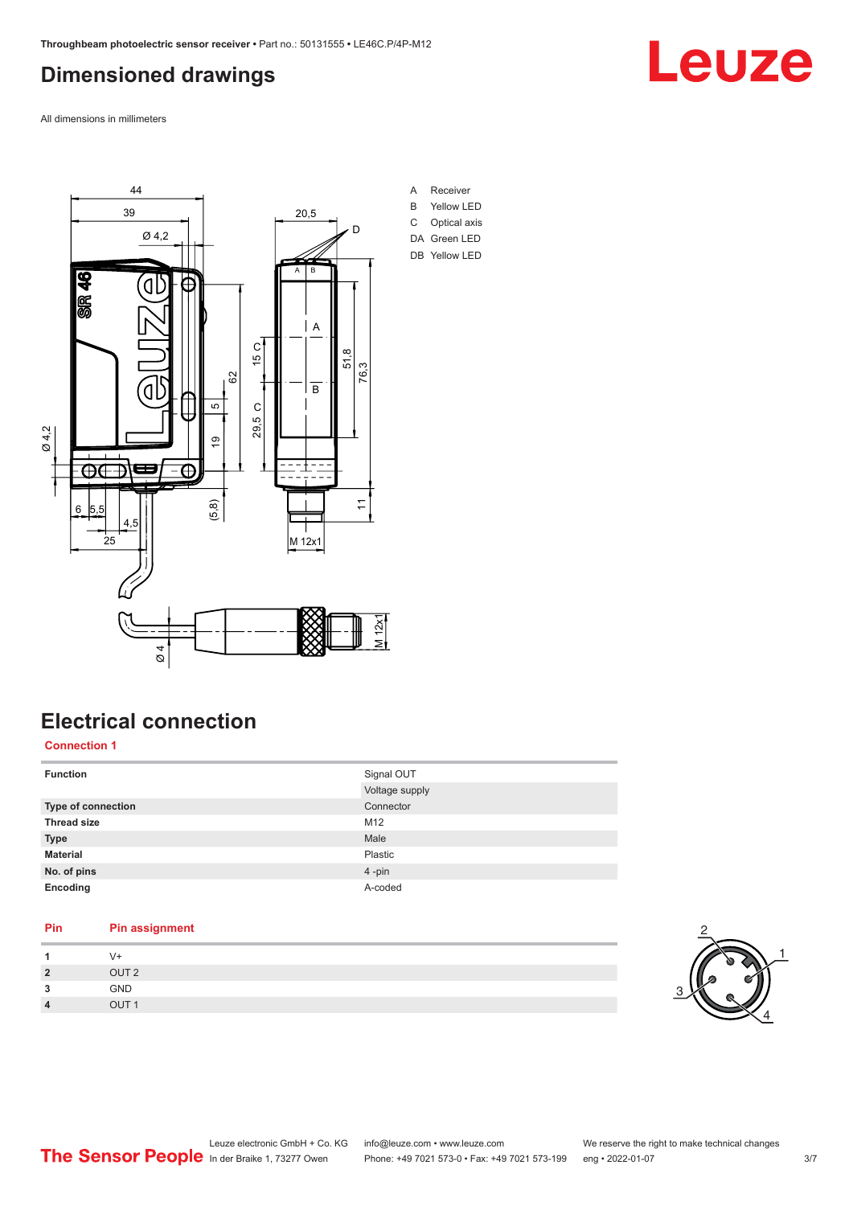# Dimensioned drawings

All dimensions in millimeters

A Receiver
B Yellow LED
C Optical axis
DA Green LED
DB Yellow LED

# Electrical connection

## Connection 1

| Function | Signal OUT |
|---|---|
| | Voltage supply |
| Type of connection | Connector |
| Thread size | M12 |
| Type | Male |
| Material | Plastic |
| No. of pins | 4 -pin |
| Encoding | A-coded |

| Pin | Pin assignment |
|---|---|
| 1 | V+ |
| 2 | OUT 2 |
| 3 | GND |
| 4 | OUT 1 |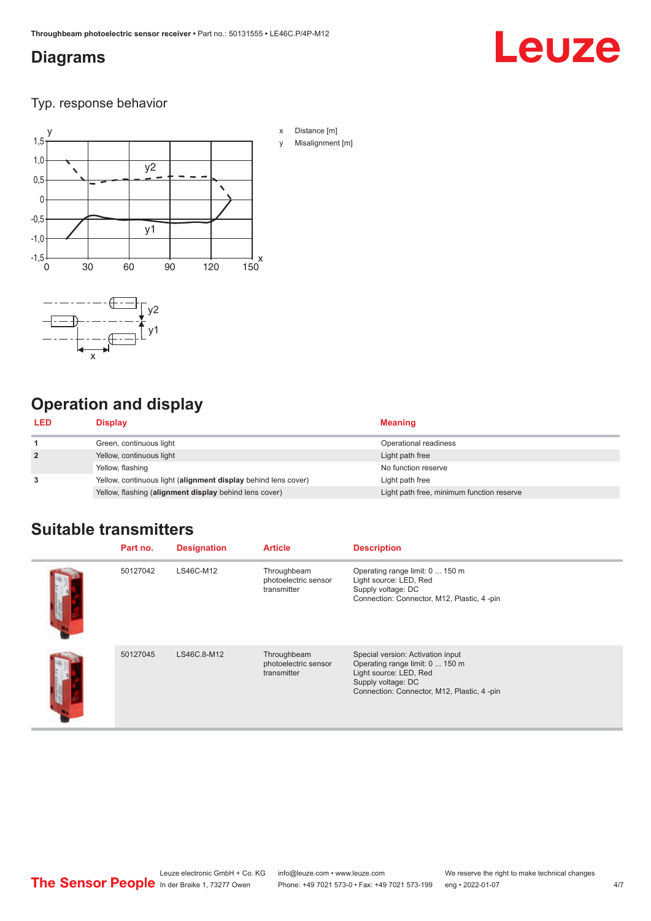## Diagrams

Typ. response behavior

x Distance [m]

y Misalignment [m]

## Operation and display

| LED | Display | Meaning |
|---|---|---|
| 1 | Green, continuous light | Operational readiness |
| 2 | Yellow, continuous light | Light path free |
| | Yellow, flashing | No function reserve |
| 3 | Yellow, continuous light (**alignment display** behind lens cover) | Light path free |
| | Yellow, flashing (**alignment display** behind lens cover) | Light path free, minimum function reserve |

## Suitable transmitters

| | Part no. | Designation | Article | Description |
|---|---|---|---|---|
| | 50127042 | LS46C-M12 | Throughbeam photoelectric sensor transmitter | Operating range limit: 0 ... 150 m<br>Light source: LED, Red<br>Supply voltage: DC<br>Connection: Connector, M12, Plastic, 4 -pin |
| | 50127045 | LS46C.8-M12 | Throughbeam photoelectric sensor transmitter | Special version: Activation input<br>Operating range limit: 0 ... 150 m<br>Light source: LED, Red<br>Supply voltage: DC<br>Connection: Connector, M12, Plastic, 4 -pin |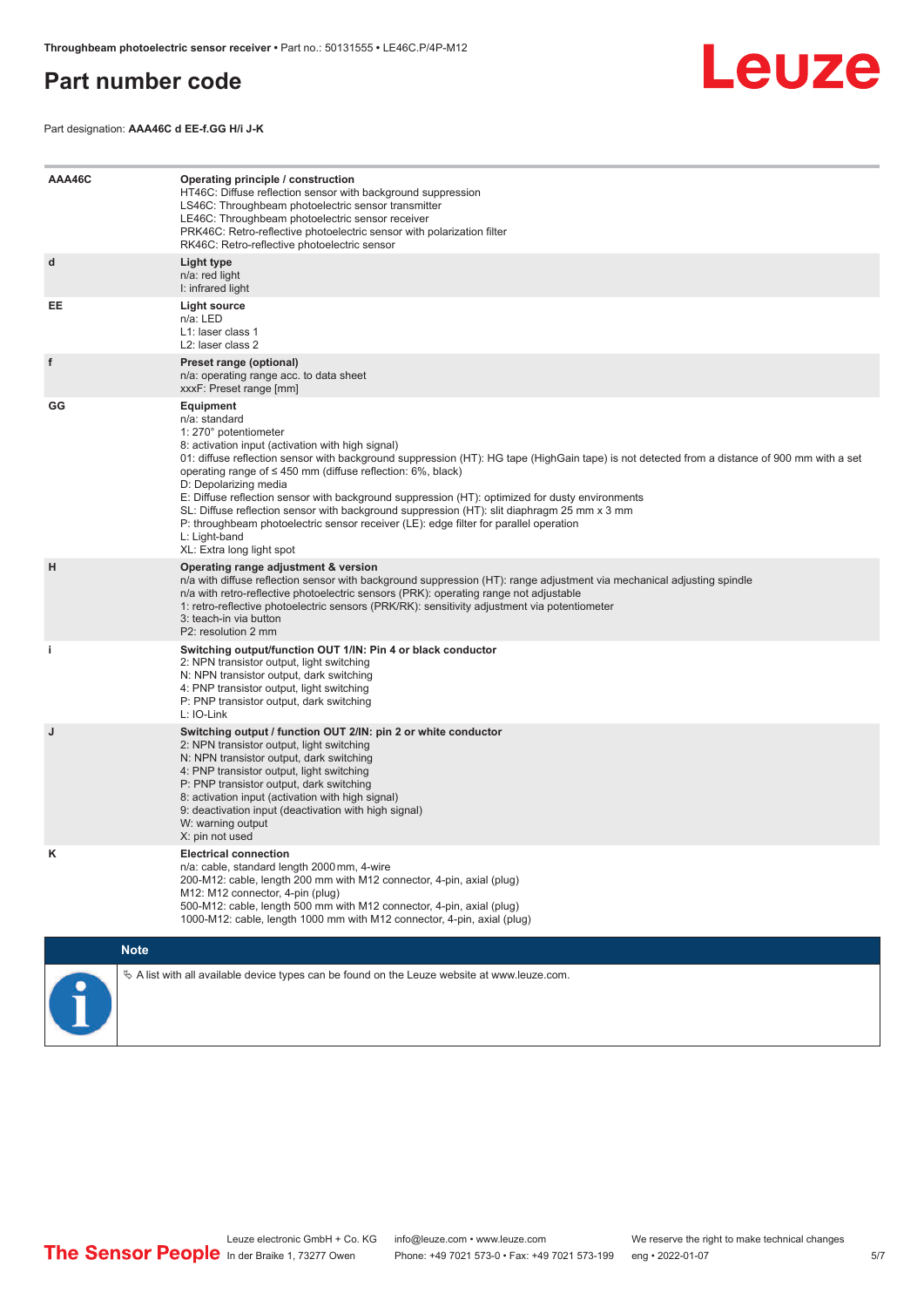# Part number code

Part designation: **AAA46C d EE-f.GG H/i J-K**

| | |
|---|---|
| **AAA46C** | **Operating principle / construction**<br>HT46C: Diffuse reflection sensor with background suppression<br>LS46C: Throughbeam photoelectric sensor transmitter<br>LE46C: Throughbeam photoelectric sensor receiver<br>PRK46C: Retro-reflective photoelectric sensor with polarization filter<br>RK46C: Retro-reflective photoelectric sensor |
| **d** | **Light type**<br>n/a: red light<br>I: infrared light |
| **EE** | **Light source**<br>n/a: LED<br>L1: laser class 1<br>L2: laser class 2 |
| **f** | **Preset range (optional)**<br>n/a: operating range acc. to data sheet<br>xxxF: Preset range [mm] |
| **GG** | **Equipment**<br>n/a: standard<br>1: 270° potentiometer<br>8: activation input (activation with high signal)<br>01: diffuse reflection sensor with background suppression (HT): HG tape (HighGain tape) is not detected from a distance of 900 mm with a set operating range of ≤ 450 mm (diffuse reflection: 6%, black)<br>D: Depolarizing media<br>E: Diffuse reflection sensor with background suppression (HT): optimized for dusty environments<br>SL: Diffuse reflection sensor with background suppression (HT): slit diaphragm 25 mm x 3 mm<br>P: throughbeam photoelectric sensor receiver (LE): edge filter for parallel operation<br>L: Light-band<br>XL: Extra long light spot |
| **H** | **Operating range adjustment & version**<br>n/a with diffuse reflection sensor with background suppression (HT): range adjustment via mechanical adjusting spindle<br>n/a with retro-reflective photoelectric sensors (PRK): operating range not adjustable<br>1: retro-reflective photoelectric sensors (PRK/RK): sensitivity adjustment via potentiometer<br>3: teach-in via button<br>P2: resolution 2 mm |
| **i** | **Switching output/function OUT 1/IN: Pin 4 or black conductor**<br>2: NPN transistor output, light switching<br>N: NPN transistor output, dark switching<br>4: PNP transistor output, light switching<br>P: PNP transistor output, dark switching<br>L: IO-Link |
| **J** | **Switching output / function OUT 2/IN: pin 2 or white conductor**<br>2: NPN transistor output, light switching<br>N: NPN transistor output, dark switching<br>4: PNP transistor output, light switching<br>P: PNP transistor output, dark switching<br>8: activation input (activation with high signal)<br>9: deactivation input (deactivation with high signal)<br>W: warning output<br>X: pin not used |
| **K** | **Electrical connection**<br>n/a: cable, standard length 2000 mm, 4-wire<br>200-M12: cable, length 200 mm with M12 connector, 4-pin, axial (plug)<br>M12: M12 connector, 4-pin (plug)<br>500-M12: cable, length 500 mm with M12 connector, 4-pin, axial (plug)<br>1000-M12: cable, length 1000 mm with M12 connector, 4-pin, axial (plug) |

**Note**

↪ A list with all available device types can be found on the Leuze website at www.leuze.com.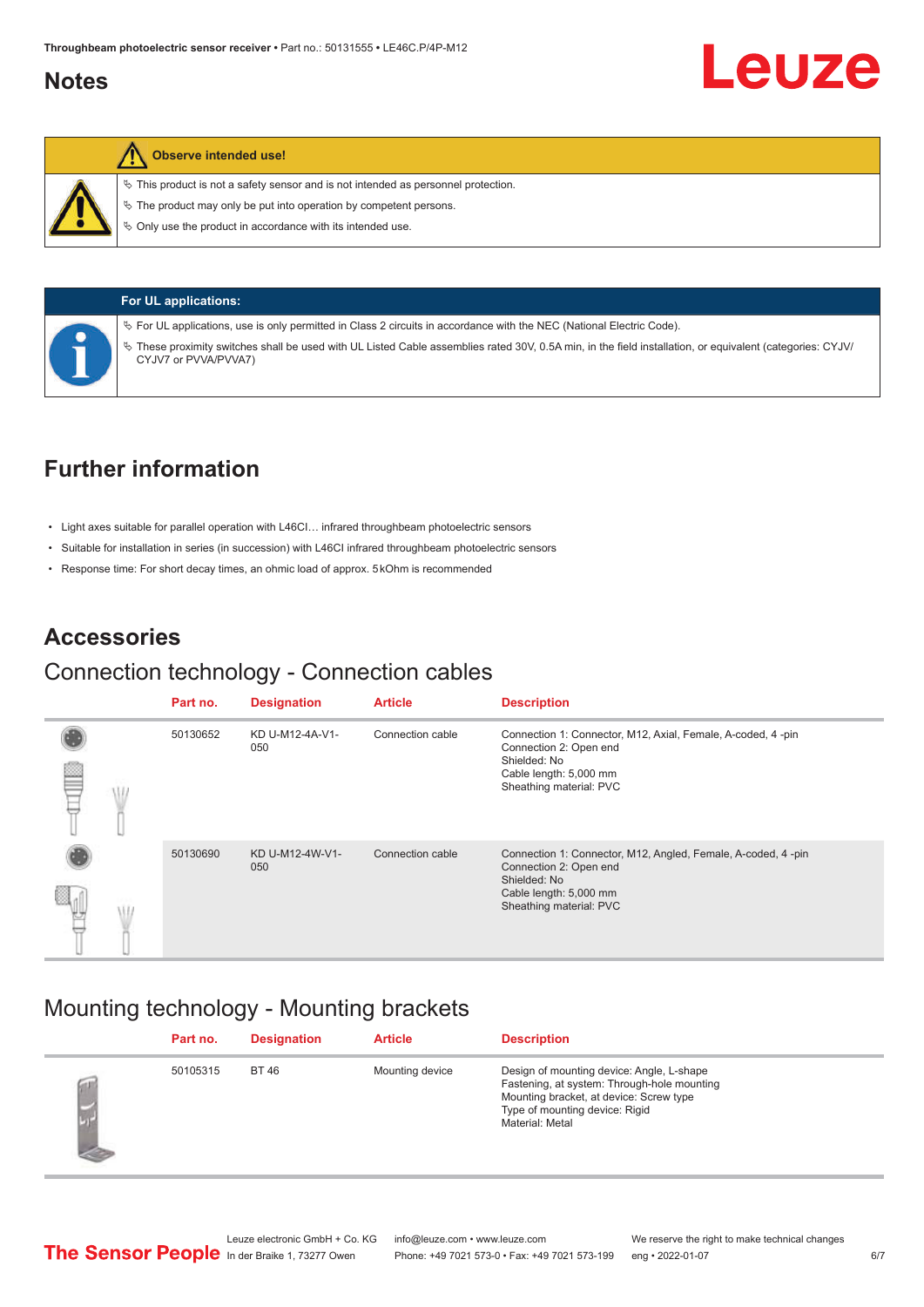## Notes

**Observe intended use!**

- This product is not a safety sensor and is not intended as personnel protection.
- The product may only be put into operation by competent persons.
- Only use the product in accordance with its intended use.

**For UL applications:**

- For UL applications, use is only permitted in Class 2 circuits in accordance with the NEC (National Electric Code).
- These proximity switches shall be used with UL Listed Cable assemblies rated 30V, 0.5A min, in the field installation, or equivalent (categories: CYJV/CYJV7 or PVVA/PVVA7)

## Further information

- Light axes suitable for parallel operation with L46CI… infrared throughbeam photoelectric sensors
- Suitable for installation in series (in succession) with L46CI infrared throughbeam photoelectric sensors
- Response time: For short decay times, an ohmic load of approx. 5 kOhm is recommended

## Accessories

### Connection technology - Connection cables

| Part no. | Designation | Article | Description |
|---|---|---|---|
| 50130652 | KD U-M12-4A-V1-050 | Connection cable | Connection 1: Connector, M12, Axial, Female, A-coded, 4 -pin<br>Connection 2: Open end<br>Shielded: No<br>Cable length: 5,000 mm<br>Sheathing material: PVC |
| 50130690 | KD U-M12-4W-V1-050 | Connection cable | Connection 1: Connector, M12, Angled, Female, A-coded, 4 -pin<br>Connection 2: Open end<br>Shielded: No<br>Cable length: 5,000 mm<br>Sheathing material: PVC |

### Mounting technology - Mounting brackets

| Part no. | Designation | Article | Description |
|---|---|---|---|
| 50105315 | BT 46 | Mounting device | Design of mounting device: Angle, L-shape<br>Fastening, at system: Through-hole mounting<br>Mounting bracket, at device: Screw type<br>Type of mounting device: Rigid<br>Material: Metal |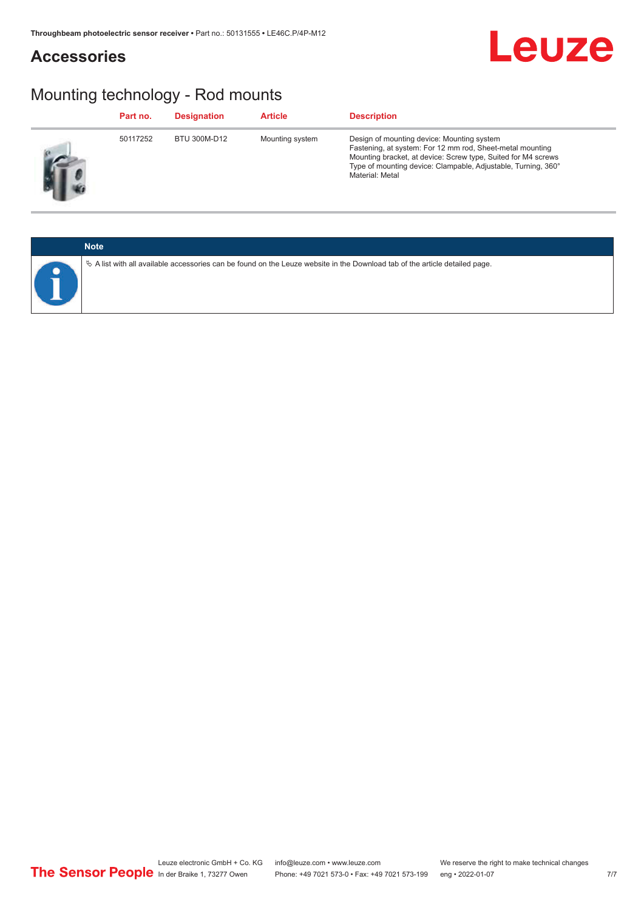## Accessories

# Mounting technology - Rod mounts

| | Part no. | Designation | Article | Description |
|---|---|---|---|---|
| | 50117252 | BTU 300M-D12 | Mounting system | Design of mounting device: Mounting system<br>Fastening, at system: For 12 mm rod, Sheet-metal mounting<br>Mounting bracket, at device: Screw type, Suited for M4 screws<br>Type of mounting device: Clampable, Adjustable, Turning, 360°<br>Material: Metal |

**Note**

A list with all available accessories can be found on the Leuze website in the Download tab of the article detailed page.